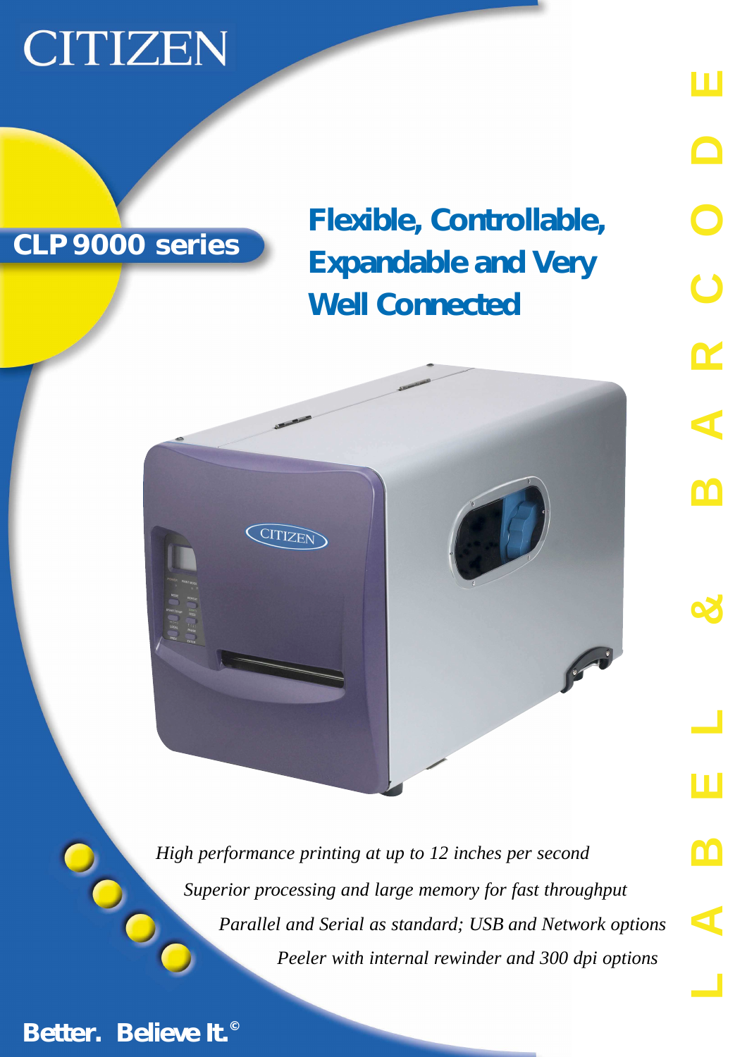CITIZEN

## CLP 9000 series

# Flexible, Controllable, Expandable and Very Well Connected

*High performance printing at up to 12 inches per second*

*Superior processing and large memory for fast throughput*

*Parallel and Serial as standard; USB and Network options*

*Peeler with internal rewinder and 300 dpi options*

LABEL & BARCODE

**Better. Believe It.©**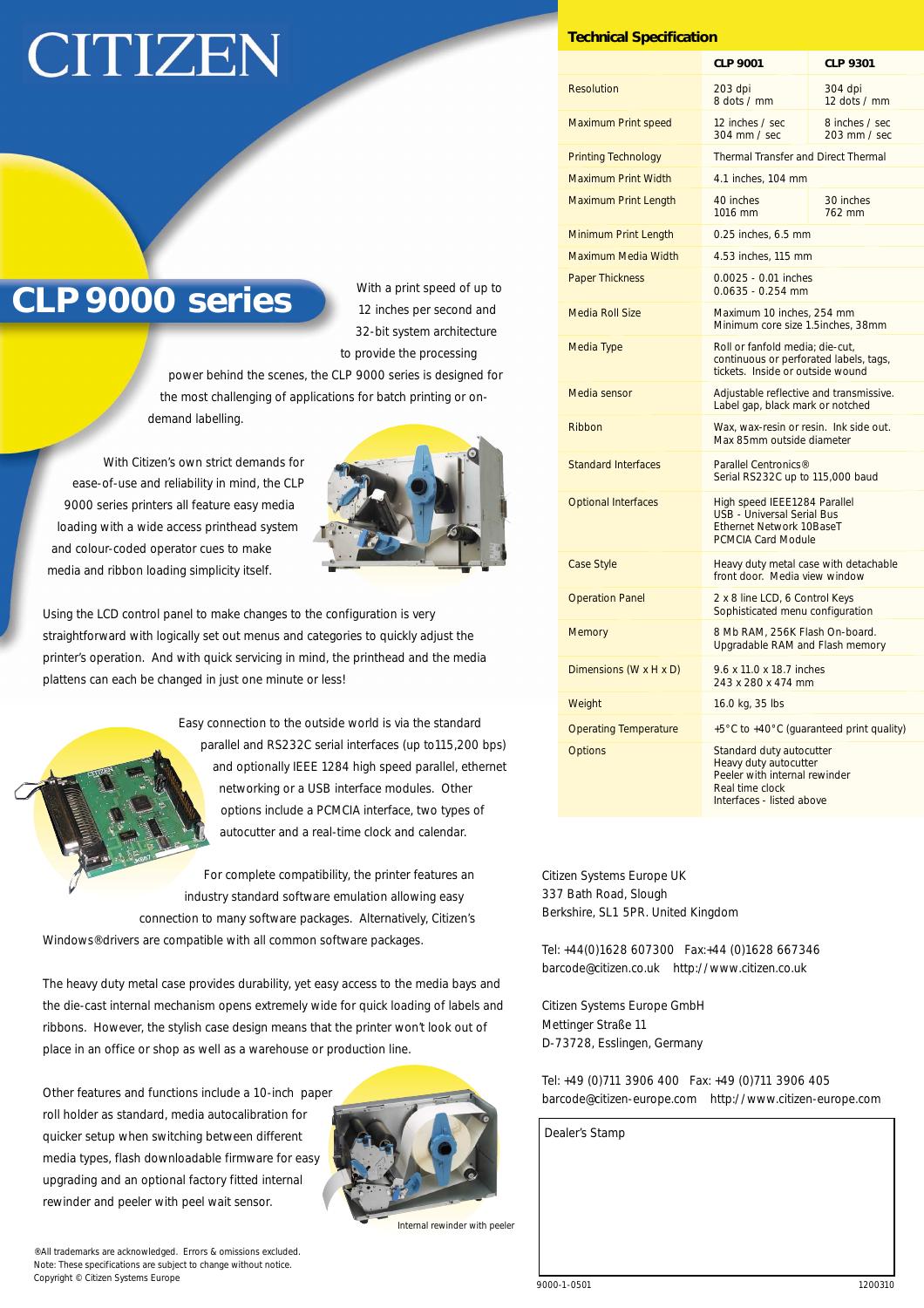# CITIZEN

## CLP 9000 series

With a print speed of up to 12 inches per second and 32-bit system architecture to provide the processing power behind the scenes, the CLP 9000 series is designed for the most challenging of applications for batch printing or on-demand labelling.

With Citizen's own strict demands for ease-of-use and reliability in mind, the CLP 9000 series printers all feature easy media loading with a wide access printhead system and colour-coded operator cues to make media and ribbon loading simplicity itself.

Using the LCD control panel to make changes to the configuration is very straightforward with logically set out menus and categories to quickly adjust the printer's operation. And with quick servicing in mind, the printhead and the media plattens can each be changed in just one minute or less!

Easy connection to the outside world is via the standard parallel and RS232C serial interfaces (up to115,200 bps) and optionally IEEE 1284 high speed parallel, ethernet networking or a USB interface modules. Other options include a PCMCIA interface, two types of autocutter and a real-time clock and calendar.

For complete compatibility, the printer features an industry standard software emulation allowing easy connection to many software packages. Alternatively, Citizen's Windows®drivers are compatible with all common software packages.

The heavy duty metal case provides durability, yet easy access to the media bays and the die-cast internal mechanism opens extremely wide for quick loading of labels and ribbons. However, the stylish case design means that the printer won't look out of place in an office or shop as well as a warehouse or production line.

Other features and functions include a 10-inch paper roll holder as standard, media autocalibration for quicker setup when switching between different media types, flash downloadable firmware for easy upgrading and an optional factory fitted internal rewinder and peeler with peel wait sensor.

Internal rewinder with peeler

®All trademarks are acknowledged. Errors & omissions excluded.
Note: These specifications are subject to change without notice.
Copyright © Citizen Systems Europe

## Technical Specification

| | CLP 9001 | CLP 9301 |
|---|---|---|
| Resolution | 203 dpi<br>8 dots / mm | 304 dpi<br>12 dots / mm |
| Maximum Print speed | 12 inches / sec<br>304 mm / sec | 8 inches / sec<br>203 mm / sec |
| Printing Technology | Thermal Transfer and Direct Thermal | |
| Maximum Print Width | 4.1 inches, 104 mm | |
| Maximum Print Length | 40 inches<br>1016 mm | 30 inches<br>762 mm |
| Minimum Print Length | 0.25 inches, 6.5 mm | |
| Maximum Media Width | 4.53 inches, 115 mm | |
| Paper Thickness | 0.0025 - 0.01 inches<br>0.0635 - 0.254 mm | |
| Media Roll Size | Maximum 10 inches, 254 mm<br>Minimum core size 1.5inches, 38mm | |
| Media Type | Roll or fanfold media; die-cut, continuous or perforated labels, tags, tickets. Inside or outside wound | |
| Media sensor | Adjustable reflective and transmissive. Label gap, black mark or notched | |
| Ribbon | Wax, wax-resin or resin. Ink side out. Max 85mm outside diameter | |
| Standard Interfaces | Parallel Centronics®<br>Serial RS232C up to 115,000 baud | |
| Optional Interfaces | High speed IEEE1284 Parallel<br>USB - Universal Serial Bus<br>Ethernet Network 10BaseT<br>PCMCIA Card Module | |
| Case Style | Heavy duty metal case with detachable front door. Media view window | |
| Operation Panel | 2 x 8 line LCD, 6 Control Keys<br>Sophisticated menu configuration | |
| Memory | 8 Mb RAM, 256K Flash On-board. Upgradable RAM and Flash memory | |
| Dimensions (W x H x D) | 9.6 x 11.0 x 18.7 inches<br>243 x 280 x 474 mm | |
| Weight | 16.0 kg, 35 lbs | |
| Operating Temperature | +5°C to +40°C (guaranteed print quality) | |
| Options | Standard duty autocutter<br>Heavy duty autocutter<br>Peeler with internal rewinder<br>Real time clock<br>Interfaces - listed above | |

Citizen Systems Europe UK
337 Bath Road, Slough
Berkshire, SL1 5PR. United Kingdom

Tel: +44(0)1628 607300 Fax:+44 (0)1628 667346
barcode@citizen.co.uk http://www.citizen.co.uk

Citizen Systems Europe GmbH
Mettinger Straße 11
D-73728, Esslingen, Germany

Tel: +49 (0)711 3906 400 Fax: +49 (0)711 3906 405
barcode@citizen-europe.com http://www.citizen-europe.com

Dealer's Stamp

9000-1-0501 1200310